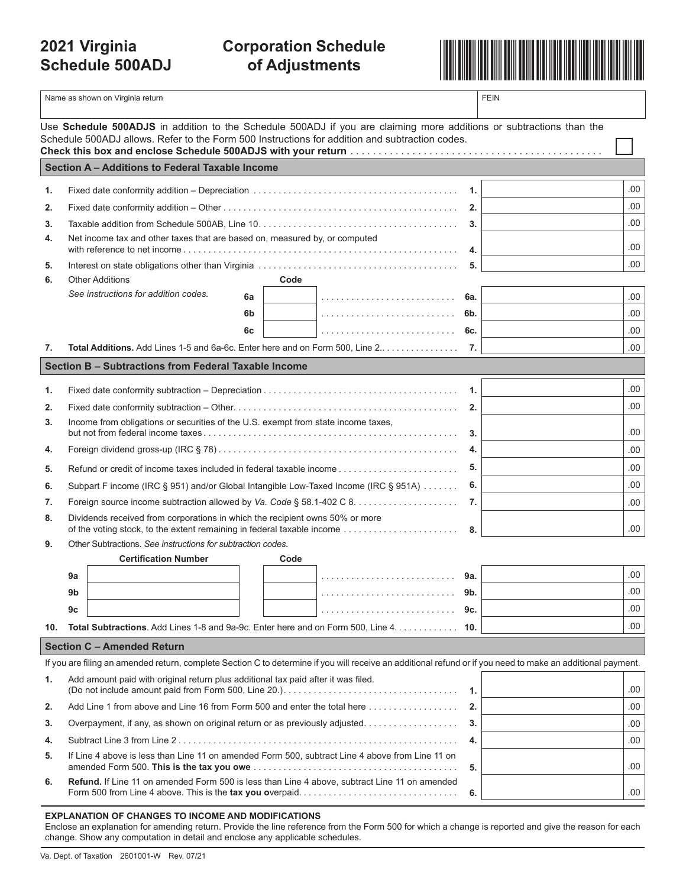# 2021 Virginia Schedule 500ADJ

## Corporation Schedule of Adjustments

| Name as shown on Virginia return | FEIN |
|---|---|
| | |

Use **Schedule 500ADJS** in addition to the Schedule 500ADJ if you are claiming more additions or subtractions than the Schedule 500ADJ allows. Refer to the Form 500 Instructions for addition and subtraction codes.
**Check this box and enclose Schedule 500ADJS with your return** . . . . . . . . . . . . . . . . . . . . . . . . . . . . . . . . . . . . . . . . . . . . ☐

### Section A – Additions to Federal Taxable Income

| | | | |
|---|---|---|---|
| 1. | Fixed date conformity addition – Depreciation | 1. | .00 |
| 2. | Fixed date conformity addition – Other | 2. | .00 |
| 3. | Taxable addition from Schedule 500AB, Line 10 | 3. | .00 |
| 4. | Net income tax and other taxes that are based on, measured by, or computed with reference to net income | 4. | .00 |
| 5. | Interest on state obligations other than Virginia | 5. | .00 |
| 6. | Other Additions — Code — *See instructions for addition codes.* | | |
| | 6a | 6a. | .00 |
| | 6b | 6b. | .00 |
| | 6c | 6c. | .00 |
| 7. | **Total Additions.** Add Lines 1-5 and 6a-6c. Enter here and on Form 500, Line 2. | 7. | .00 |

### Section B – Subtractions from Federal Taxable Income

| | | | |
|---|---|---|---|
| 1. | Fixed date conformity subtraction – Depreciation | 1. | .00 |
| 2. | Fixed date conformity subtraction – Other | 2. | .00 |
| 3. | Income from obligations or securities of the U.S. exempt from state income taxes, but not from federal income taxes | 3. | .00 |
| 4. | Foreign dividend gross-up (IRC § 78) | 4. | .00 |
| 5. | Refund or credit of income taxes included in federal taxable income | 5. | .00 |
| 6. | Subpart F income (IRC § 951) and/or Global Intangible Low-Taxed Income (IRC § 951A) | 6. | .00 |
| 7. | Foreign source income subtraction allowed by *Va. Code* § 58.1-402 C 8 | 7. | .00 |
| 8. | Dividends received from corporations in which the recipient owns 50% or more of the voting stock, to the extent remaining in federal taxable income | 8. | .00 |
| 9. | Other Subtractions. *See instructions for subtraction codes.* | | |

| | Certification Number | Code | | |
|---|---|---|---|---|
| 9a | | | 9a. | .00 |
| 9b | | | 9b. | .00 |
| 9c | | | 9c. | .00 |

| | | | |
|---|---|---|---|
| 10. | **Total Subtractions**. Add Lines 1-8 and 9a-9c. Enter here and on Form 500, Line 4. | 10. | .00 |

### Section C – Amended Return

If you are filing an amended return, complete Section C to determine if you will receive an additional refund or if you need to make an additional payment.

| | | | |
|---|---|---|---|
| 1. | Add amount paid with original return plus additional tax paid after it was filed. (Do not include amount paid from Form 500, Line 20.) | 1. | .00 |
| 2. | Add Line 1 from above and Line 16 from Form 500 and enter the total here | 2. | .00 |
| 3. | Overpayment, if any, as shown on original return or as previously adjusted | 3. | .00 |
| 4. | Subtract Line 3 from Line 2 | 4. | .00 |
| 5. | If Line 4 above is less than Line 11 on amended Form 500, subtract Line 4 above from Line 11 on amended Form 500. **This is the tax you owe** | 5. | .00 |
| 6. | **Refund.** If Line 11 on amended Form 500 is less than Line 4 above, subtract Line 11 on amended Form 500 from Line 4 above. This is the **tax you o**verpaid. | 6. | .00 |

**EXPLANATION OF CHANGES TO INCOME AND MODIFICATIONS**
Enclose an explanation for amending return. Provide the line reference from the Form 500 for which a change is reported and give the reason for each change. Show any computation in detail and enclose any applicable schedules.

Va. Dept. of Taxation 2601001-W Rev. 07/21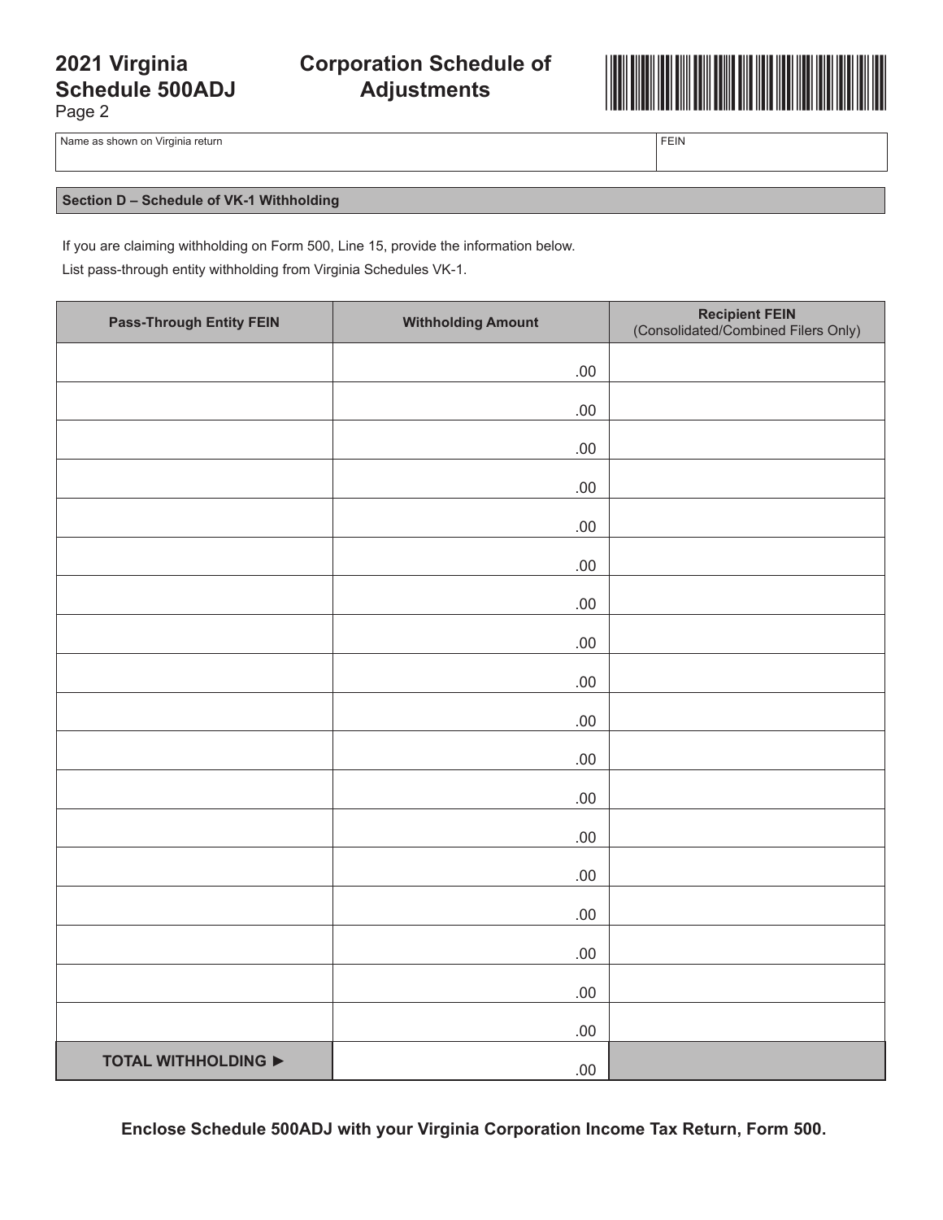# 2021 Virginia Schedule 500ADJ
Page 2

## Corporation Schedule of Adjustments

| Name as shown on Virginia return | FEIN |
|---|---|
| | |

### Section D – Schedule of VK-1 Withholding

If you are claiming withholding on Form 500, Line 15, provide the information below.

List pass-through entity withholding from Virginia Schedules VK-1.

| Pass-Through Entity FEIN | Withholding Amount | Recipient FEIN (Consolidated/Combined Filers Only) |
|---|---|---|
| | .00 | |
| | .00 | |
| | .00 | |
| | .00 | |
| | .00 | |
| | .00 | |
| | .00 | |
| | .00 | |
| | .00 | |
| | .00 | |
| | .00 | |
| | .00 | |
| | .00 | |
| | .00 | |
| | .00 | |
| | .00 | |
| | .00 | |
| | .00 | |
| **TOTAL WITHHOLDING ►** | .00 | |

**Enclose Schedule 500ADJ with your Virginia Corporation Income Tax Return, Form 500.**